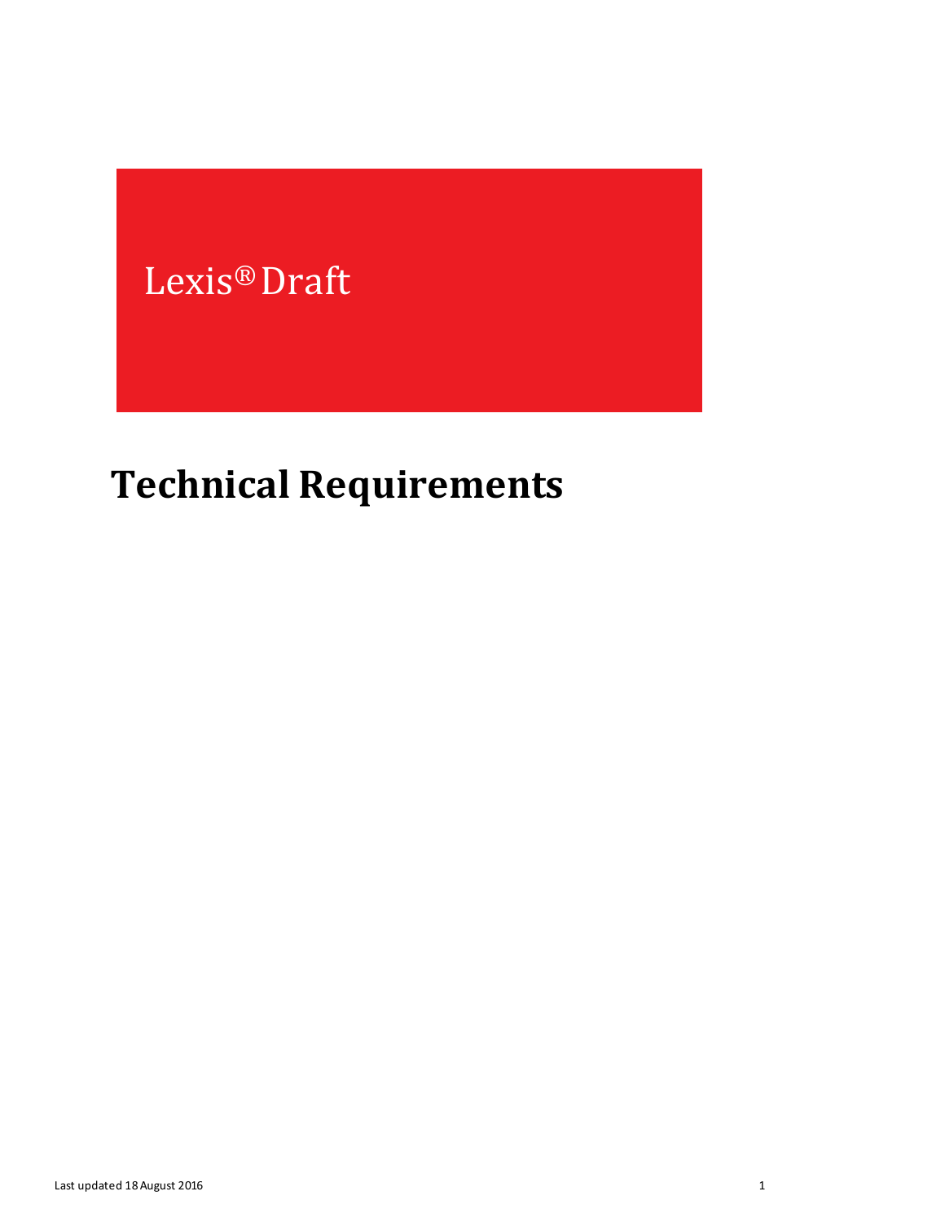Lexis® Draft

# Technical Requirements

Last updated 18 August 2016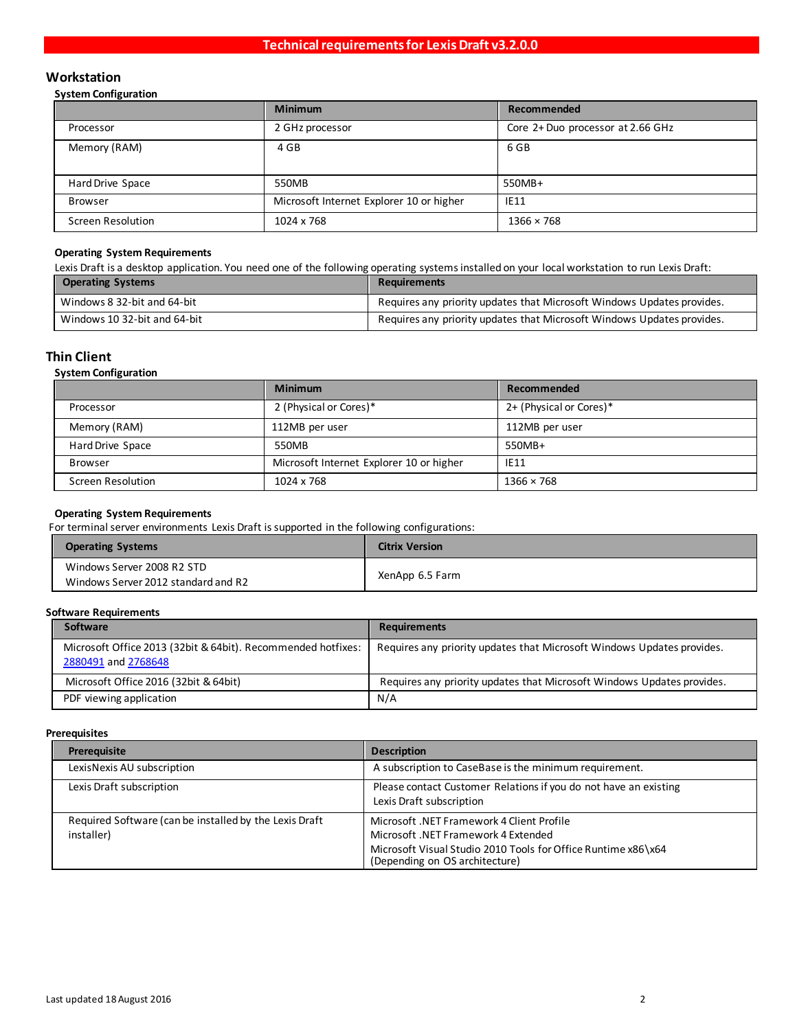# Technical requirements for Lexis Draft v3.2.0.0

## Workstation

### System Configuration

| | Minimum | Recommended |
|---|---|---|
| Processor | 2 GHz processor | Core 2+ Duo processor at 2.66 GHz |
| Memory (RAM) | 4 GB | 6 GB |
| Hard Drive Space | 550MB | 550MB+ |
| Browser | Microsoft Internet Explorer 10 or higher | IE11 |
| Screen Resolution | 1024 x 768 | 1366 × 768 |

### Operating System Requirements

Lexis Draft is a desktop application. You need one of the following operating systems installed on your local workstation to run Lexis Draft:

| Operating Systems | Requirements |
|---|---|
| Windows 8 32-bit and 64-bit | Requires any priority updates that Microsoft Windows Updates provides. |
| Windows 10 32-bit and 64-bit | Requires any priority updates that Microsoft Windows Updates provides. |

## Thin Client

### System Configuration

| | Minimum | Recommended |
|---|---|---|
| Processor | 2 (Physical or Cores)* | 2+ (Physical or Cores)* |
| Memory (RAM) | 112MB per user | 112MB per user |
| Hard Drive Space | 550MB | 550MB+ |
| Browser | Microsoft Internet Explorer 10 or higher | IE11 |
| Screen Resolution | 1024 x 768 | 1366 × 768 |

### Operating System Requirements

For terminal server environments Lexis Draft is supported in the following configurations:

| Operating Systems | Citrix Version |
|---|---|
| Windows Server 2008 R2 STD<br>Windows Server 2012 standard and R2 | XenApp 6.5 Farm |

### Software Requirements

| Software | Requirements |
|---|---|
| Microsoft Office 2013 (32bit & 64bit). Recommended hotfixes: 2880491 and 2768648 | Requires any priority updates that Microsoft Windows Updates provides. |
| Microsoft Office 2016 (32bit & 64bit) | Requires any priority updates that Microsoft Windows Updates provides. |
| PDF viewing application | N/A |

### Prerequisites

| Prerequisite | Description |
|---|---|
| LexisNexis AU subscription | A subscription to CaseBase is the minimum requirement. |
| Lexis Draft subscription | Please contact Customer Relations if you do not have an existing Lexis Draft subscription |
| Required Software (can be installed by the Lexis Draft installer) | Microsoft .NET Framework 4 Client Profile<br>Microsoft .NET Framework 4 Extended<br>Microsoft Visual Studio 2010 Tools for Office Runtime x86\x64 (Depending on OS architecture) |

Last updated 18 August 2016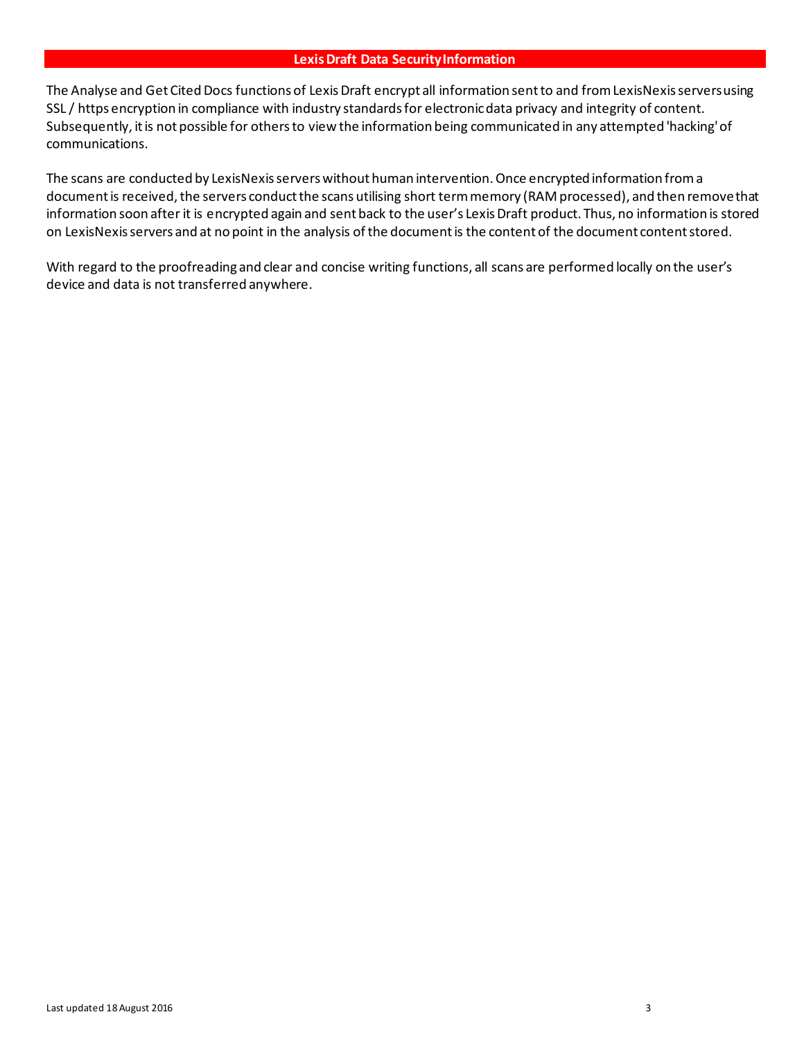## Lexis Draft Data Security Information

The Analyse and Get Cited Docs functions of Lexis Draft encrypt all information sent to and from LexisNexis servers using SSL / https encryption in compliance with industry standards for electronic data privacy and integrity of content. Subsequently, it is not possible for others to view the information being communicated in any attempted 'hacking' of communications.

The scans are conducted by LexisNexis servers without human intervention. Once encrypted information from a document is received, the servers conduct the scans utilising short term memory (RAM processed), and then remove that information soon after it is encrypted again and sent back to the user's Lexis Draft product. Thus, no information is stored on LexisNexis servers and at no point in the analysis of the document is the content of the document content stored.

With regard to the proofreading and clear and concise writing functions, all scans are performed locally on the user's device and data is not transferred anywhere.

Last updated 18 August 2016